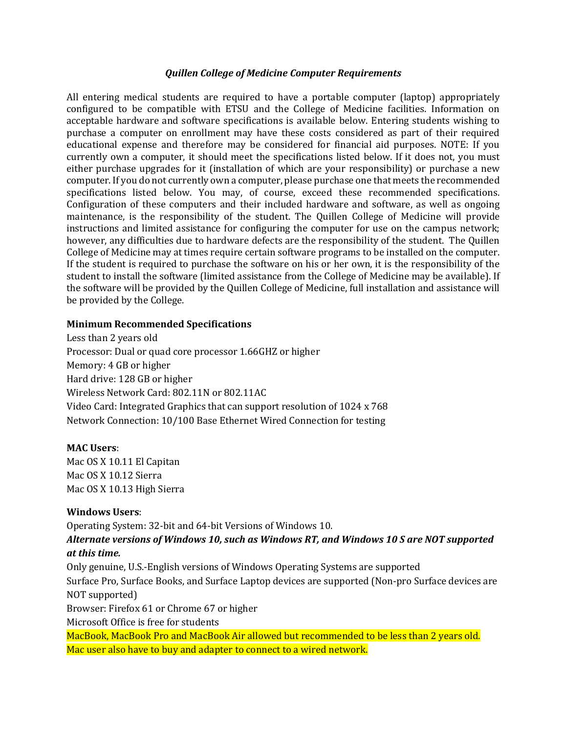*Quillen College of Medicine Computer Requirements*

All entering medical students are required to have a portable computer (laptop) appropriately configured to be compatible with ETSU and the College of Medicine facilities. Information on acceptable hardware and software specifications is available below. Entering students wishing to purchase a computer on enrollment may have these costs considered as part of their required educational expense and therefore may be considered for financial aid purposes. NOTE: If you currently own a computer, it should meet the specifications listed below. If it does not, you must either purchase upgrades for it (installation of which are your responsibility) or purchase a new computer. If you do not currently own a computer, please purchase one that meets the recommended specifications listed below. You may, of course, exceed these recommended specifications. Configuration of these computers and their included hardware and software, as well as ongoing maintenance, is the responsibility of the student. The Quillen College of Medicine will provide instructions and limited assistance for configuring the computer for use on the campus network; however, any difficulties due to hardware defects are the responsibility of the student. The Quillen College of Medicine may at times require certain software programs to be installed on the computer. If the student is required to purchase the software on his or her own, it is the responsibility of the student to install the software (limited assistance from the College of Medicine may be available). If the software will be provided by the Quillen College of Medicine, full installation and assistance will be provided by the College.

**Minimum Recommended Specifications**

Less than 2 years old
Processor: Dual or quad core processor 1.66GHZ or higher
Memory: 4 GB or higher
Hard drive: 128 GB or higher
Wireless Network Card: 802.11N or 802.11AC
Video Card: Integrated Graphics that can support resolution of 1024 x 768
Network Connection: 10/100 Base Ethernet Wired Connection for testing

**MAC Users**:
Mac OS X 10.11 El Capitan
Mac OS X 10.12 Sierra
Mac OS X 10.13 High Sierra

**Windows Users**:
Operating System: 32-bit and 64-bit Versions of Windows 10.
***Alternate versions of Windows 10, such as Windows RT, and Windows 10 S are NOT supported at this time.***
Only genuine, U.S.-English versions of Windows Operating Systems are supported
Surface Pro, Surface Books, and Surface Laptop devices are supported (Non-pro Surface devices are NOT supported)
Browser: Firefox 61 or Chrome 67 or higher
Microsoft Office is free for students
MacBook, MacBook Pro and MacBook Air allowed but recommended to be less than 2 years old.
Mac user also have to buy and adapter to connect to a wired network.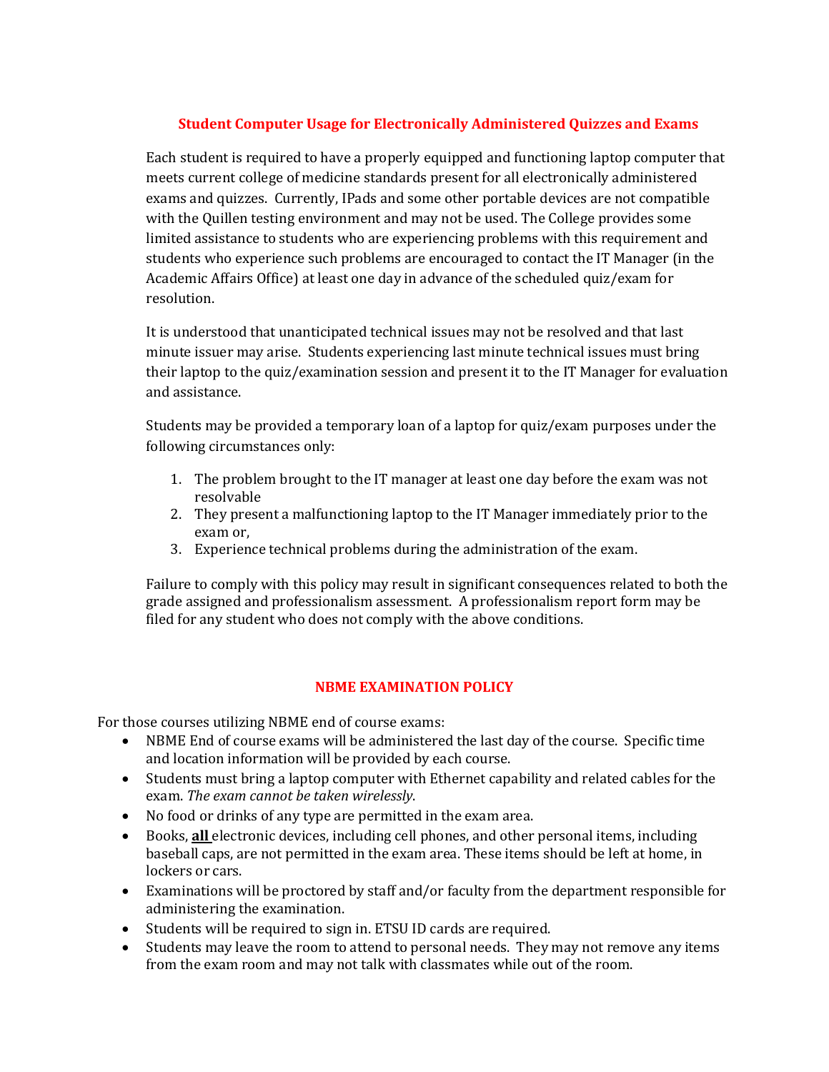## Student Computer Usage for Electronically Administered Quizzes and Exams

Each student is required to have a properly equipped and functioning laptop computer that meets current college of medicine standards present for all electronically administered exams and quizzes. Currently, IPads and some other portable devices are not compatible with the Quillen testing environment and may not be used. The College provides some limited assistance to students who are experiencing problems with this requirement and students who experience such problems are encouraged to contact the IT Manager (in the Academic Affairs Office) at least one day in advance of the scheduled quiz/exam for resolution.

It is understood that unanticipated technical issues may not be resolved and that last minute issuer may arise. Students experiencing last minute technical issues must bring their laptop to the quiz/examination session and present it to the IT Manager for evaluation and assistance.

Students may be provided a temporary loan of a laptop for quiz/exam purposes under the following circumstances only:

1. The problem brought to the IT manager at least one day before the exam was not resolvable
2. They present a malfunctioning laptop to the IT Manager immediately prior to the exam or,
3. Experience technical problems during the administration of the exam.

Failure to comply with this policy may result in significant consequences related to both the grade assigned and professionalism assessment. A professionalism report form may be filed for any student who does not comply with the above conditions.

## NBME EXAMINATION POLICY

For those courses utilizing NBME end of course exams:

- NBME End of course exams will be administered the last day of the course. Specific time and location information will be provided by each course.
- Students must bring a laptop computer with Ethernet capability and related cables for the exam. *The exam cannot be taken wirelessly*.
- No food or drinks of any type are permitted in the exam area.
- Books, **all** electronic devices, including cell phones, and other personal items, including baseball caps, are not permitted in the exam area. These items should be left at home, in lockers or cars.
- Examinations will be proctored by staff and/or faculty from the department responsible for administering the examination.
- Students will be required to sign in. ETSU ID cards are required.
- Students may leave the room to attend to personal needs. They may not remove any items from the exam room and may not talk with classmates while out of the room.